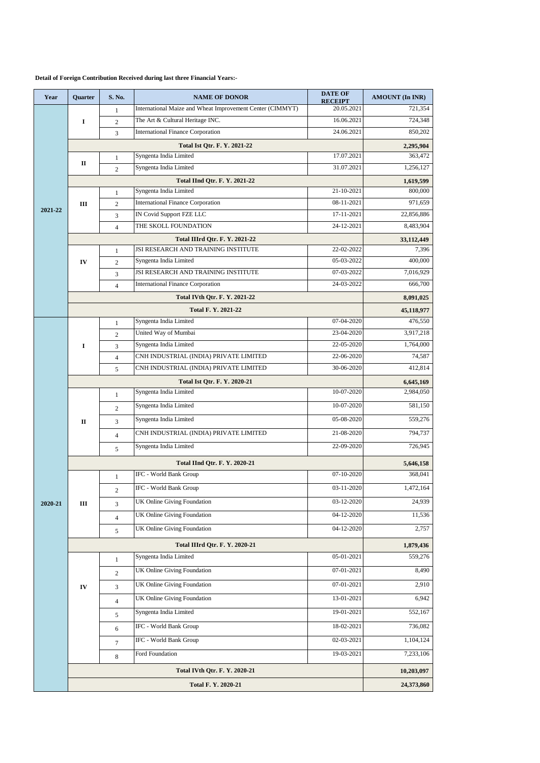**Detail of Foreign Contribution Received during last three Financial Years:-**

| Year | Quarter | S. No. | NAME OF DONOR | DATE OF RECEIPT | AMOUNT (In INR) |
|---|---|---|---|---|---|
| 2021-22 | I | 1 | International Maize and Wheat Improvement Center (CIMMYT) | 20.05.2021 | 721,354 |
| | | 2 | The Art & Cultural Heritage INC. | 16.06.2021 | 724,348 |
| | | 3 | International Finance Corporation | 24.06.2021 | 850,202 |
| | **Total Ist Qtr. F. Y. 2021-22** | | | | **2,295,904** |
| | II | 1 | Syngenta India Limited | 17.07.2021 | 363,472 |
| | | 2 | Syngenta India Limited | 31.07.2021 | 1,256,127 |
| | **Total IInd Qtr. F. Y. 2021-22** | | | | **1,619,599** |
| | III | 1 | Syngenta India Limited | 21-10-2021 | 800,000 |
| | | 2 | International Finance Corporation | 08-11-2021 | 971,659 |
| | | 3 | IN Covid Support FZE LLC | 17-11-2021 | 22,856,886 |
| | | 4 | THE SKOLL FOUNDATION | 24-12-2021 | 8,483,904 |
| | **Total IIIrd Qtr. F. Y. 2021-22** | | | | **33,112,449** |
| | IV | 1 | JSI RESEARCH AND TRAINING INSTITUTE | 22-02-2022 | 7,396 |
| | | 2 | Syngenta India Limited | 05-03-2022 | 400,000 |
| | | 3 | JSI RESEARCH AND TRAINING INSTITUTE | 07-03-2022 | 7,016,929 |
| | | 4 | International Finance Corporation | 24-03-2022 | 666,700 |
| | **Total IVth Qtr. F. Y. 2021-22** | | | | **8,091,025** |
| | **Total F. Y. 2021-22** | | | | **45,118,977** |
| 2020-21 | I | 1 | Syngenta India Limited | 07-04-2020 | 476,550 |
| | | 2 | United Way of Mumbai | 23-04-2020 | 3,917,218 |
| | | 3 | Syngenta India Limited | 22-05-2020 | 1,764,000 |
| | | 4 | CNH INDUSTRIAL (INDIA) PRIVATE LIMITED | 22-06-2020 | 74,587 |
| | | 5 | CNH INDUSTRIAL (INDIA) PRIVATE LIMITED | 30-06-2020 | 412,814 |
| | **Total Ist Qtr. F. Y. 2020-21** | | | | **6,645,169** |
| | II | 1 | Syngenta India Limited | 10-07-2020 | 2,984,050 |
| | | 2 | Syngenta India Limited | 10-07-2020 | 581,150 |
| | | 3 | Syngenta India Limited | 05-08-2020 | 559,276 |
| | | 4 | CNH INDUSTRIAL (INDIA) PRIVATE LIMITED | 21-08-2020 | 794,737 |
| | | 5 | Syngenta India Limited | 22-09-2020 | 726,945 |
| | **Total IInd Qtr. F. Y. 2020-21** | | | | **5,646,158** |
| | III | 1 | IFC - World Bank Group | 07-10-2020 | 368,041 |
| | | 2 | IFC - World Bank Group | 03-11-2020 | 1,472,164 |
| | | 3 | UK Online Giving Foundation | 03-12-2020 | 24,939 |
| | | 4 | UK Online Giving Foundation | 04-12-2020 | 11,536 |
| | | 5 | UK Online Giving Foundation | 04-12-2020 | 2,757 |
| | **Total IIIrd Qtr. F. Y. 2020-21** | | | | **1,879,436** |
| | IV | 1 | Syngenta India Limited | 05-01-2021 | 559,276 |
| | | 2 | UK Online Giving Foundation | 07-01-2021 | 8,490 |
| | | 3 | UK Online Giving Foundation | 07-01-2021 | 2,910 |
| | | 4 | UK Online Giving Foundation | 13-01-2021 | 6,942 |
| | | 5 | Syngenta India Limited | 19-01-2021 | 552,167 |
| | | 6 | IFC - World Bank Group | 18-02-2021 | 736,082 |
| | | 7 | IFC - World Bank Group | 02-03-2021 | 1,104,124 |
| | | 8 | Ford Foundation | 19-03-2021 | 7,233,106 |
| | **Total IVth Qtr. F. Y. 2020-21** | | | | **10,203,097** |
| | **Total F. Y. 2020-21** | | | | **24,373,860** |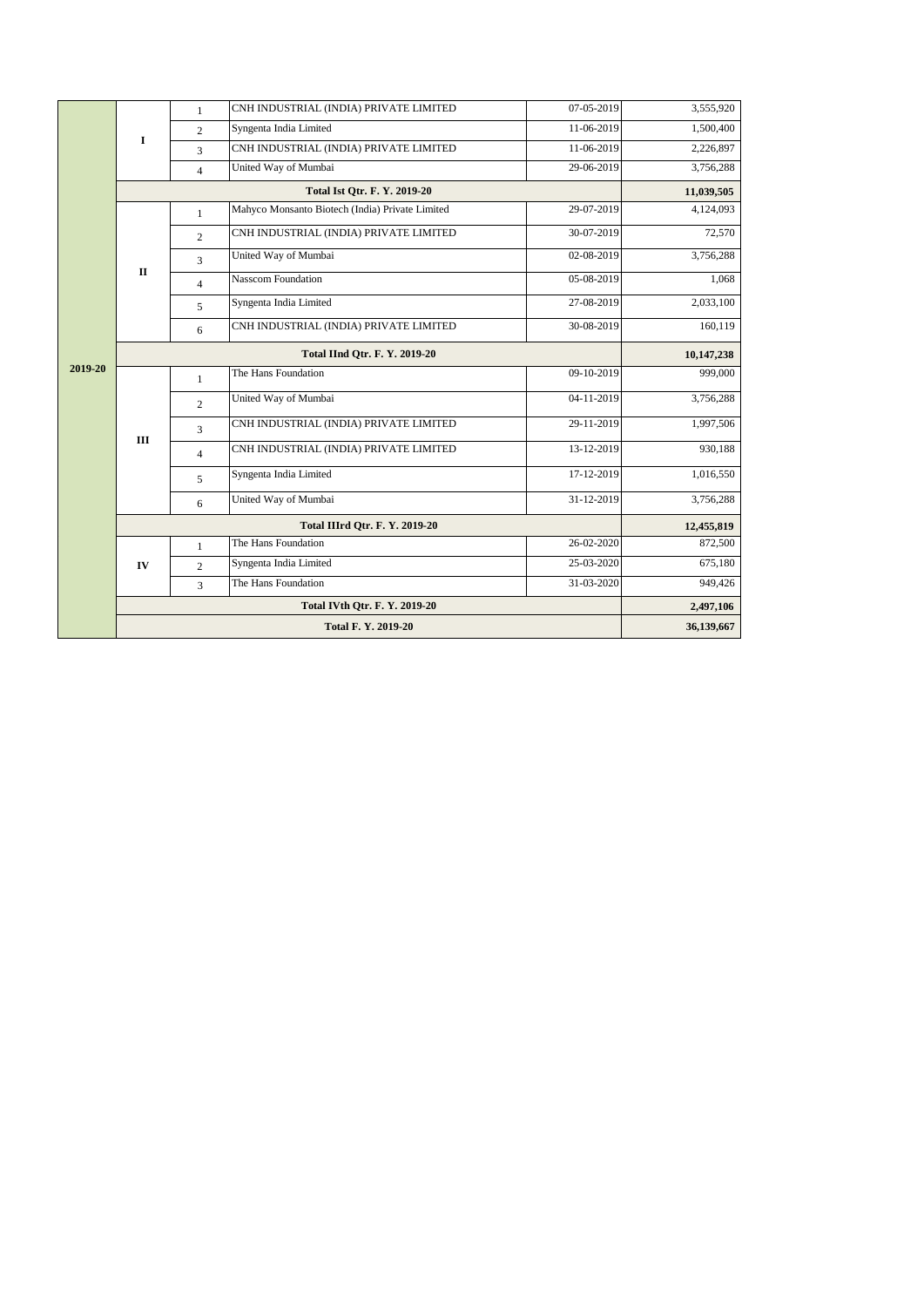| | | | | | |
|---|---|---|---|---|---|
| 2019-20 | I | 1 | CNH INDUSTRIAL (INDIA) PRIVATE LIMITED | 07-05-2019 | 3,555,920 |
| | | 2 | Syngenta India Limited | 11-06-2019 | 1,500,400 |
| | | 3 | CNH INDUSTRIAL (INDIA) PRIVATE LIMITED | 11-06-2019 | 2,226,897 |
| | | 4 | United Way of Mumbai | 29-06-2019 | 3,756,288 |
| | **Total Ist Qtr. F. Y. 2019-20** | | | | **11,039,505** |
| | II | 1 | Mahyco Monsanto Biotech (India) Private Limited | 29-07-2019 | 4,124,093 |
| | | 2 | CNH INDUSTRIAL (INDIA) PRIVATE LIMITED | 30-07-2019 | 72,570 |
| | | 3 | United Way of Mumbai | 02-08-2019 | 3,756,288 |
| | | 4 | Nasscom Foundation | 05-08-2019 | 1,068 |
| | | 5 | Syngenta India Limited | 27-08-2019 | 2,033,100 |
| | | 6 | CNH INDUSTRIAL (INDIA) PRIVATE LIMITED | 30-08-2019 | 160,119 |
| | **Total IInd Qtr. F. Y. 2019-20** | | | | **10,147,238** |
| | III | 1 | The Hans Foundation | 09-10-2019 | 999,000 |
| | | 2 | United Way of Mumbai | 04-11-2019 | 3,756,288 |
| | | 3 | CNH INDUSTRIAL (INDIA) PRIVATE LIMITED | 29-11-2019 | 1,997,506 |
| | | 4 | CNH INDUSTRIAL (INDIA) PRIVATE LIMITED | 13-12-2019 | 930,188 |
| | | 5 | Syngenta India Limited | 17-12-2019 | 1,016,550 |
| | | 6 | United Way of Mumbai | 31-12-2019 | 3,756,288 |
| | **Total IIIrd Qtr. F. Y. 2019-20** | | | | **12,455,819** |
| | IV | 1 | The Hans Foundation | 26-02-2020 | 872,500 |
| | | 2 | Syngenta India Limited | 25-03-2020 | 675,180 |
| | | 3 | The Hans Foundation | 31-03-2020 | 949,426 |
| | **Total IVth Qtr. F. Y. 2019-20** | | | | **2,497,106** |
| | **Total F. Y. 2019-20** | | | | **36,139,667** |